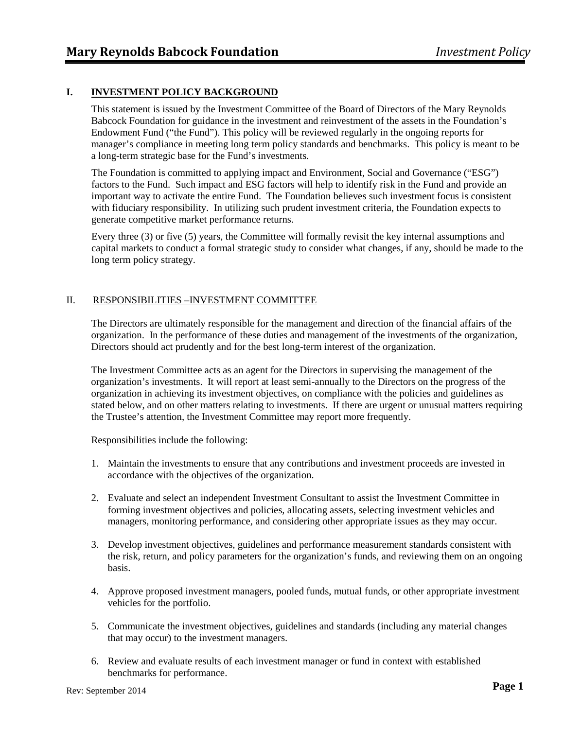## I. INVESTMENT POLICY BACKGROUND

This statement is issued by the Investment Committee of the Board of Directors of the Mary Reynolds Babcock Foundation for guidance in the investment and reinvestment of the assets in the Foundation's Endowment Fund ("the Fund"). This policy will be reviewed regularly in the ongoing reports for manager's compliance in meeting long term policy standards and benchmarks. This policy is meant to be a long-term strategic base for the Fund's investments.

The Foundation is committed to applying impact and Environment, Social and Governance ("ESG") factors to the Fund. Such impact and ESG factors will help to identify risk in the Fund and provide an important way to activate the entire Fund. The Foundation believes such investment focus is consistent with fiduciary responsibility. In utilizing such prudent investment criteria, the Foundation expects to generate competitive market performance returns.

Every three (3) or five (5) years, the Committee will formally revisit the key internal assumptions and capital markets to conduct a formal strategic study to consider what changes, if any, should be made to the long term policy strategy.

## II. RESPONSIBILITIES –INVESTMENT COMMITTEE

The Directors are ultimately responsible for the management and direction of the financial affairs of the organization. In the performance of these duties and management of the investments of the organization, Directors should act prudently and for the best long-term interest of the organization.

The Investment Committee acts as an agent for the Directors in supervising the management of the organization's investments. It will report at least semi-annually to the Directors on the progress of the organization in achieving its investment objectives, on compliance with the policies and guidelines as stated below, and on other matters relating to investments. If there are urgent or unusual matters requiring the Trustee's attention, the Investment Committee may report more frequently.

Responsibilities include the following:

1. Maintain the investments to ensure that any contributions and investment proceeds are invested in accordance with the objectives of the organization.
2. Evaluate and select an independent Investment Consultant to assist the Investment Committee in forming investment objectives and policies, allocating assets, selecting investment vehicles and managers, monitoring performance, and considering other appropriate issues as they may occur.
3. Develop investment objectives, guidelines and performance measurement standards consistent with the risk, return, and policy parameters for the organization's funds, and reviewing them on an ongoing basis.
4. Approve proposed investment managers, pooled funds, mutual funds, or other appropriate investment vehicles for the portfolio.
5. Communicate the investment objectives, guidelines and standards (including any material changes that may occur) to the investment managers.
6. Review and evaluate results of each investment manager or fund in context with established benchmarks for performance.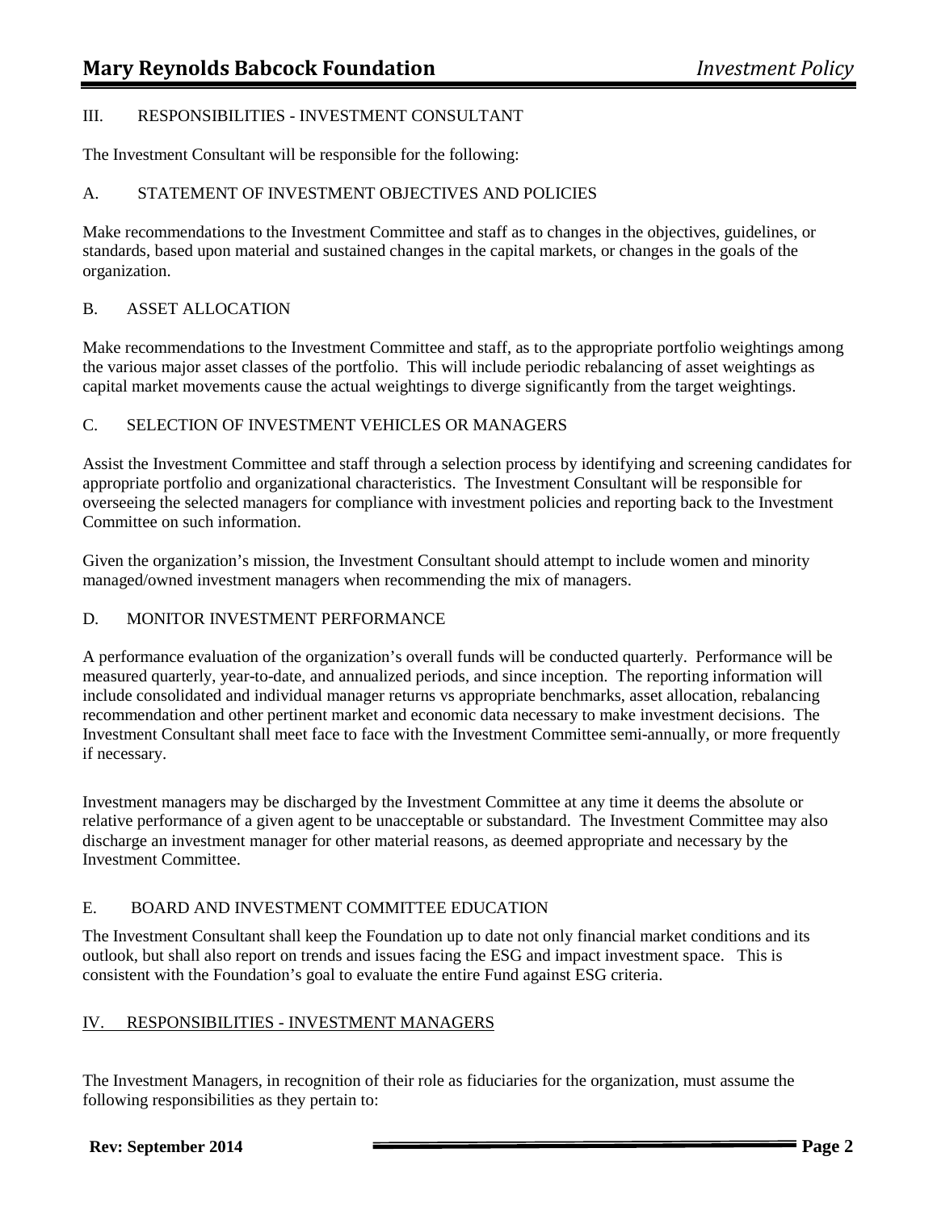## III. RESPONSIBILITIES - INVESTMENT CONSULTANT

The Investment Consultant will be responsible for the following:

### A. STATEMENT OF INVESTMENT OBJECTIVES AND POLICIES

Make recommendations to the Investment Committee and staff as to changes in the objectives, guidelines, or standards, based upon material and sustained changes in the capital markets, or changes in the goals of the organization.

### B. ASSET ALLOCATION

Make recommendations to the Investment Committee and staff, as to the appropriate portfolio weightings among the various major asset classes of the portfolio. This will include periodic rebalancing of asset weightings as capital market movements cause the actual weightings to diverge significantly from the target weightings.

### C. SELECTION OF INVESTMENT VEHICLES OR MANAGERS

Assist the Investment Committee and staff through a selection process by identifying and screening candidates for appropriate portfolio and organizational characteristics. The Investment Consultant will be responsible for overseeing the selected managers for compliance with investment policies and reporting back to the Investment Committee on such information.

Given the organization's mission, the Investment Consultant should attempt to include women and minority managed/owned investment managers when recommending the mix of managers.

### D. MONITOR INVESTMENT PERFORMANCE

A performance evaluation of the organization's overall funds will be conducted quarterly. Performance will be measured quarterly, year-to-date, and annualized periods, and since inception. The reporting information will include consolidated and individual manager returns vs appropriate benchmarks, asset allocation, rebalancing recommendation and other pertinent market and economic data necessary to make investment decisions. The Investment Consultant shall meet face to face with the Investment Committee semi-annually, or more frequently if necessary.

Investment managers may be discharged by the Investment Committee at any time it deems the absolute or relative performance of a given agent to be unacceptable or substandard. The Investment Committee may also discharge an investment manager for other material reasons, as deemed appropriate and necessary by the Investment Committee.

### E. BOARD AND INVESTMENT COMMITTEE EDUCATION

The Investment Consultant shall keep the Foundation up to date not only financial market conditions and its outlook, but shall also report on trends and issues facing the ESG and impact investment space. This is consistent with the Foundation's goal to evaluate the entire Fund against ESG criteria.

## IV. RESPONSIBILITIES - INVESTMENT MANAGERS

The Investment Managers, in recognition of their role as fiduciaries for the organization, must assume the following responsibilities as they pertain to: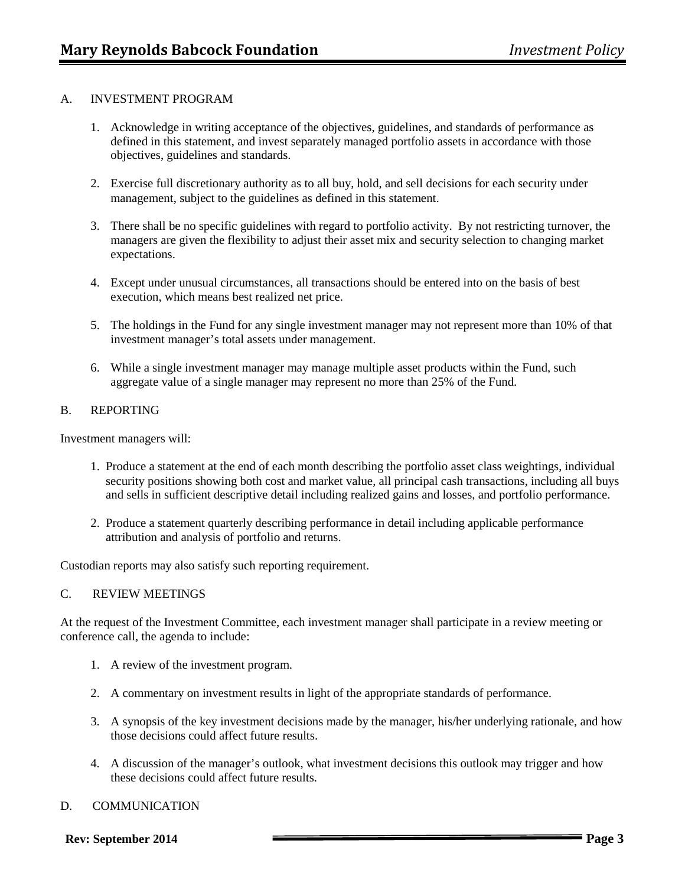## A. INVESTMENT PROGRAM

1. Acknowledge in writing acceptance of the objectives, guidelines, and standards of performance as defined in this statement, and invest separately managed portfolio assets in accordance with those objectives, guidelines and standards.

2. Exercise full discretionary authority as to all buy, hold, and sell decisions for each security under management, subject to the guidelines as defined in this statement.

3. There shall be no specific guidelines with regard to portfolio activity. By not restricting turnover, the managers are given the flexibility to adjust their asset mix and security selection to changing market expectations.

4. Except under unusual circumstances, all transactions should be entered into on the basis of best execution, which means best realized net price.

5. The holdings in the Fund for any single investment manager may not represent more than 10% of that investment manager's total assets under management.

6. While a single investment manager may manage multiple asset products within the Fund, such aggregate value of a single manager may represent no more than 25% of the Fund.

## B. REPORTING

Investment managers will:

1. Produce a statement at the end of each month describing the portfolio asset class weightings, individual security positions showing both cost and market value, all principal cash transactions, including all buys and sells in sufficient descriptive detail including realized gains and losses, and portfolio performance.

2. Produce a statement quarterly describing performance in detail including applicable performance attribution and analysis of portfolio and returns.

Custodian reports may also satisfy such reporting requirement.

## C. REVIEW MEETINGS

At the request of the Investment Committee, each investment manager shall participate in a review meeting or conference call, the agenda to include:

1. A review of the investment program.

2. A commentary on investment results in light of the appropriate standards of performance.

3. A synopsis of the key investment decisions made by the manager, his/her underlying rationale, and how those decisions could affect future results.

4. A discussion of the manager's outlook, what investment decisions this outlook may trigger and how these decisions could affect future results.

## D. COMMUNICATION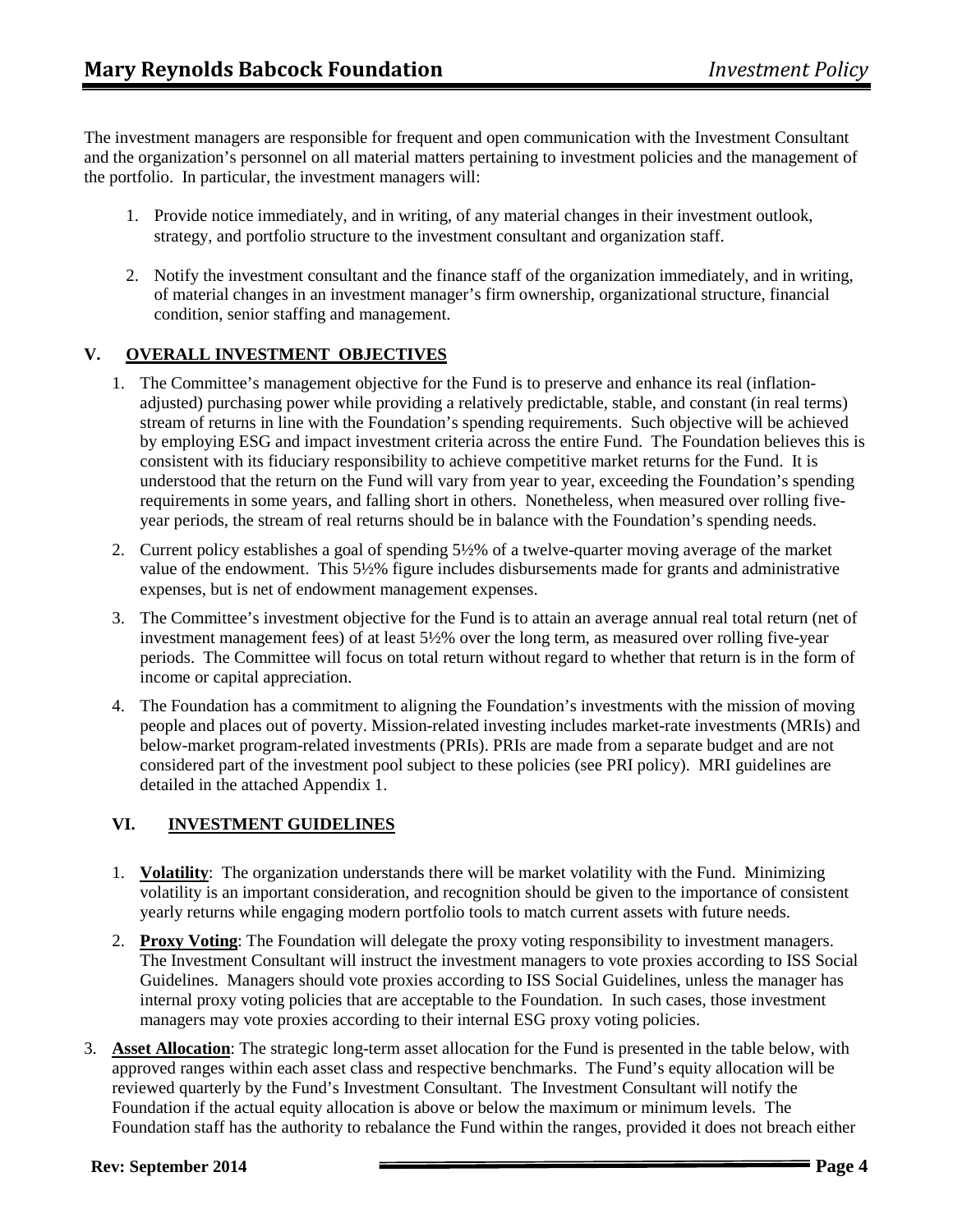The investment managers are responsible for frequent and open communication with the Investment Consultant and the organization's personnel on all material matters pertaining to investment policies and the management of the portfolio. In particular, the investment managers will:

1. Provide notice immediately, and in writing, of any material changes in their investment outlook, strategy, and portfolio structure to the investment consultant and organization staff.

2. Notify the investment consultant and the finance staff of the organization immediately, and in writing, of material changes in an investment manager's firm ownership, organizational structure, financial condition, senior staffing and management.

## V. OVERALL INVESTMENT OBJECTIVES

1. The Committee's management objective for the Fund is to preserve and enhance its real (inflation-adjusted) purchasing power while providing a relatively predictable, stable, and constant (in real terms) stream of returns in line with the Foundation's spending requirements. Such objective will be achieved by employing ESG and impact investment criteria across the entire Fund. The Foundation believes this is consistent with its fiduciary responsibility to achieve competitive market returns for the Fund. It is understood that the return on the Fund will vary from year to year, exceeding the Foundation's spending requirements in some years, and falling short in others. Nonetheless, when measured over rolling five-year periods, the stream of real returns should be in balance with the Foundation's spending needs.
2. Current policy establishes a goal of spending 5½% of a twelve-quarter moving average of the market value of the endowment. This 5½% figure includes disbursements made for grants and administrative expenses, but is net of endowment management expenses.
3. The Committee's investment objective for the Fund is to attain an average annual real total return (net of investment management fees) of at least 5½% over the long term, as measured over rolling five-year periods. The Committee will focus on total return without regard to whether that return is in the form of income or capital appreciation.
4. The Foundation has a commitment to aligning the Foundation's investments with the mission of moving people and places out of poverty. Mission-related investing includes market-rate investments (MRIs) and below-market program-related investments (PRIs). PRIs are made from a separate budget and are not considered part of the investment pool subject to these policies (see PRI policy). MRI guidelines are detailed in the attached Appendix 1.

## VI. INVESTMENT GUIDELINES

1. **Volatility**: The organization understands there will be market volatility with the Fund. Minimizing volatility is an important consideration, and recognition should be given to the importance of consistent yearly returns while engaging modern portfolio tools to match current assets with future needs.
2. **Proxy Voting**: The Foundation will delegate the proxy voting responsibility to investment managers. The Investment Consultant will instruct the investment managers to vote proxies according to ISS Social Guidelines. Managers should vote proxies according to ISS Social Guidelines, unless the manager has internal proxy voting policies that are acceptable to the Foundation. In such cases, those investment managers may vote proxies according to their internal ESG proxy voting policies.
3. **Asset Allocation**: The strategic long-term asset allocation for the Fund is presented in the table below, with approved ranges within each asset class and respective benchmarks. The Fund's equity allocation will be reviewed quarterly by the Fund's Investment Consultant. The Investment Consultant will notify the Foundation if the actual equity allocation is above or below the maximum or minimum levels. The Foundation staff has the authority to rebalance the Fund within the ranges, provided it does not breach either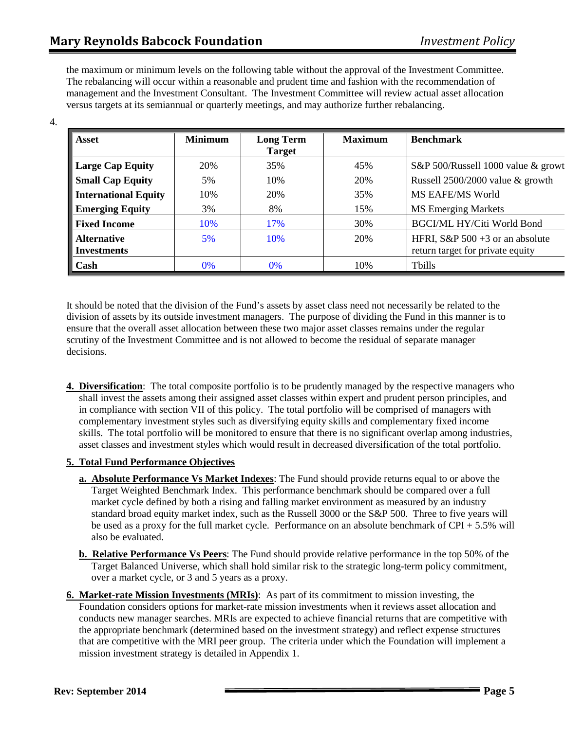the maximum or minimum levels on the following table without the approval of the Investment Committee. The rebalancing will occur within a reasonable and prudent time and fashion with the recommendation of management and the Investment Consultant. The Investment Committee will review actual asset allocation versus targets at its semiannual or quarterly meetings, and may authorize further rebalancing.

4.

| Asset | Minimum | Long Term Target | Maximum | Benchmark |
|---|---|---|---|---|
| **Large Cap Equity** | 20% | 35% | 45% | S&P 500/Russell 1000 value & growt |
| **Small Cap Equity** | 5% | 10% | 20% | Russell 2500/2000 value & growth |
| **International Equity** | 10% | 20% | 35% | MS EAFE/MS World |
| **Emerging Equity** | 3% | 8% | 15% | MS Emerging Markets |
| **Fixed Income** | 10% | 17% | 30% | BGCI/ML HY/Citi World Bond |
| **Alternative Investments** | 5% | 10% | 20% | HFRI, S&P 500 +3 or an absolute return target for private equity |
| **Cash** | 0% | 0% | 10% | Tbills |

It should be noted that the division of the Fund's assets by asset class need not necessarily be related to the division of assets by its outside investment managers. The purpose of dividing the Fund in this manner is to ensure that the overall asset allocation between these two major asset classes remains under the regular scrutiny of the Investment Committee and is not allowed to become the residual of separate manager decisions.

**4. Diversification**: The total composite portfolio is to be prudently managed by the respective managers who shall invest the assets among their assigned asset classes within expert and prudent person principles, and in compliance with section VII of this policy. The total portfolio will be comprised of managers with complementary investment styles such as diversifying equity skills and complementary fixed income skills. The total portfolio will be monitored to ensure that there is no significant overlap among industries, asset classes and investment styles which would result in decreased diversification of the total portfolio.

**5. Total Fund Performance Objectives**

**a. Absolute Performance Vs Market Indexes**: The Fund should provide returns equal to or above the Target Weighted Benchmark Index. This performance benchmark should be compared over a full market cycle defined by both a rising and falling market environment as measured by an industry standard broad equity market index, such as the Russell 3000 or the S&P 500. Three to five years will be used as a proxy for the full market cycle. Performance on an absolute benchmark of CPI + 5.5% will also be evaluated.

**b. Relative Performance Vs Peers**: The Fund should provide relative performance in the top 50% of the Target Balanced Universe, which shall hold similar risk to the strategic long-term policy commitment, over a market cycle, or 3 and 5 years as a proxy.

**6. Market-rate Mission Investments (MRIs)**: As part of its commitment to mission investing, the Foundation considers options for market-rate mission investments when it reviews asset allocation and conducts new manager searches. MRIs are expected to achieve financial returns that are competitive with the appropriate benchmark (determined based on the investment strategy) and reflect expense structures that are competitive with the MRI peer group. The criteria under which the Foundation will implement a mission investment strategy is detailed in Appendix 1.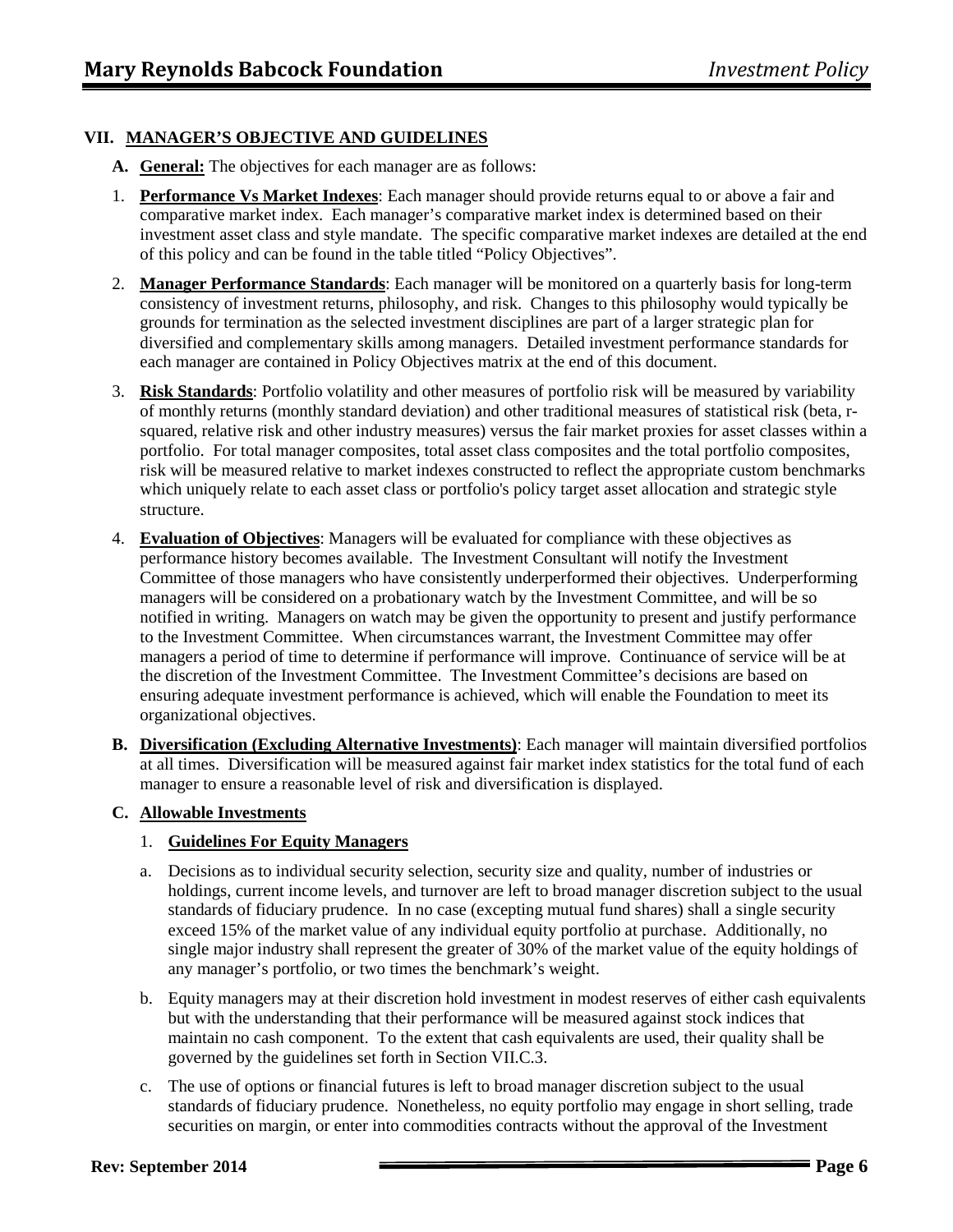## VII. MANAGER'S OBJECTIVE AND GUIDELINES

**A. General:** The objectives for each manager are as follows:

1. **Performance Vs Market Indexes**: Each manager should provide returns equal to or above a fair and comparative market index. Each manager's comparative market index is determined based on their investment asset class and style mandate. The specific comparative market indexes are detailed at the end of this policy and can be found in the table titled "Policy Objectives".

2. **Manager Performance Standards**: Each manager will be monitored on a quarterly basis for long-term consistency of investment returns, philosophy, and risk. Changes to this philosophy would typically be grounds for termination as the selected investment disciplines are part of a larger strategic plan for diversified and complementary skills among managers. Detailed investment performance standards for each manager are contained in Policy Objectives matrix at the end of this document.

3. **Risk Standards**: Portfolio volatility and other measures of portfolio risk will be measured by variability of monthly returns (monthly standard deviation) and other traditional measures of statistical risk (beta, r-squared, relative risk and other industry measures) versus the fair market proxies for asset classes within a portfolio. For total manager composites, total asset class composites and the total portfolio composites, risk will be measured relative to market indexes constructed to reflect the appropriate custom benchmarks which uniquely relate to each asset class or portfolio's policy target asset allocation and strategic style structure.

4. **Evaluation of Objectives**: Managers will be evaluated for compliance with these objectives as performance history becomes available. The Investment Consultant will notify the Investment Committee of those managers who have consistently underperformed their objectives. Underperforming managers will be considered on a probationary watch by the Investment Committee, and will be so notified in writing. Managers on watch may be given the opportunity to present and justify performance to the Investment Committee. When circumstances warrant, the Investment Committee may offer managers a period of time to determine if performance will improve. Continuance of service will be at the discretion of the Investment Committee. The Investment Committee's decisions are based on ensuring adequate investment performance is achieved, which will enable the Foundation to meet its organizational objectives.

**B. Diversification (Excluding Alternative Investments)**: Each manager will maintain diversified portfolios at all times. Diversification will be measured against fair market index statistics for the total fund of each manager to ensure a reasonable level of risk and diversification is displayed.

**C. Allowable Investments**

1. **Guidelines For Equity Managers**

a. Decisions as to individual security selection, security size and quality, number of industries or holdings, current income levels, and turnover are left to broad manager discretion subject to the usual standards of fiduciary prudence. In no case (excepting mutual fund shares) shall a single security exceed 15% of the market value of any individual equity portfolio at purchase. Additionally, no single major industry shall represent the greater of 30% of the market value of the equity holdings of any manager's portfolio, or two times the benchmark's weight.

b. Equity managers may at their discretion hold investment in modest reserves of either cash equivalents but with the understanding that their performance will be measured against stock indices that maintain no cash component. To the extent that cash equivalents are used, their quality shall be governed by the guidelines set forth in Section VII.C.3.

c. The use of options or financial futures is left to broad manager discretion subject to the usual standards of fiduciary prudence. Nonetheless, no equity portfolio may engage in short selling, trade securities on margin, or enter into commodities contracts without the approval of the Investment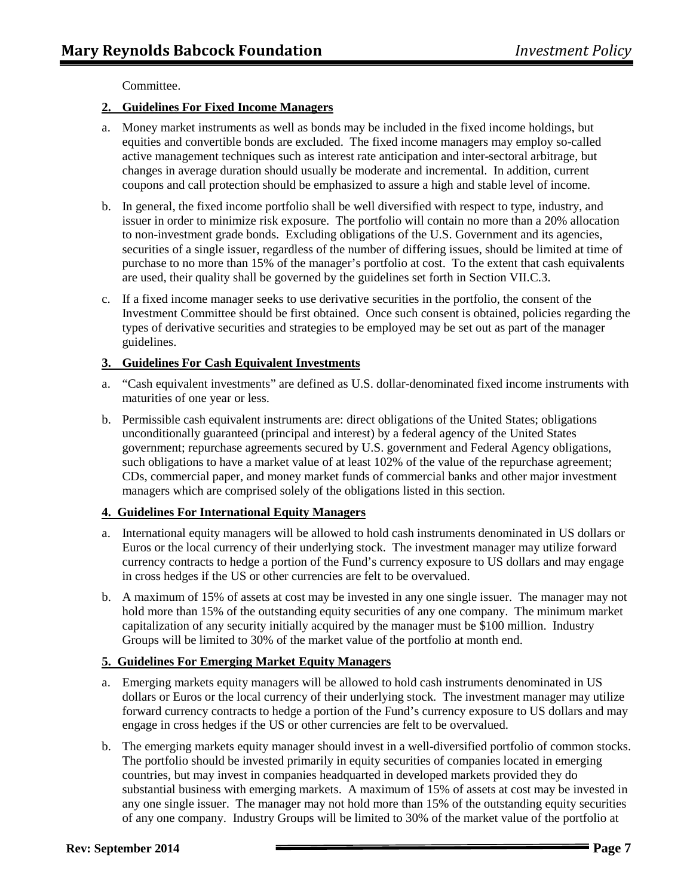Committee.

**2. Guidelines For Fixed Income Managers**

a. Money market instruments as well as bonds may be included in the fixed income holdings, but equities and convertible bonds are excluded. The fixed income managers may employ so-called active management techniques such as interest rate anticipation and inter-sectoral arbitrage, but changes in average duration should usually be moderate and incremental. In addition, current coupons and call protection should be emphasized to assure a high and stable level of income.

b. In general, the fixed income portfolio shall be well diversified with respect to type, industry, and issuer in order to minimize risk exposure. The portfolio will contain no more than a 20% allocation to non-investment grade bonds. Excluding obligations of the U.S. Government and its agencies, securities of a single issuer, regardless of the number of differing issues, should be limited at time of purchase to no more than 15% of the manager's portfolio at cost. To the extent that cash equivalents are used, their quality shall be governed by the guidelines set forth in Section VII.C.3.

c. If a fixed income manager seeks to use derivative securities in the portfolio, the consent of the Investment Committee should be first obtained. Once such consent is obtained, policies regarding the types of derivative securities and strategies to be employed may be set out as part of the manager guidelines.

**3. Guidelines For Cash Equivalent Investments**

a. "Cash equivalent investments" are defined as U.S. dollar-denominated fixed income instruments with maturities of one year or less.

b. Permissible cash equivalent instruments are: direct obligations of the United States; obligations unconditionally guaranteed (principal and interest) by a federal agency of the United States government; repurchase agreements secured by U.S. government and Federal Agency obligations, such obligations to have a market value of at least 102% of the value of the repurchase agreement; CDs, commercial paper, and money market funds of commercial banks and other major investment managers which are comprised solely of the obligations listed in this section.

**4. Guidelines For International Equity Managers**

a. International equity managers will be allowed to hold cash instruments denominated in US dollars or Euros or the local currency of their underlying stock. The investment manager may utilize forward currency contracts to hedge a portion of the Fund's currency exposure to US dollars and may engage in cross hedges if the US or other currencies are felt to be overvalued.

b. A maximum of 15% of assets at cost may be invested in any one single issuer. The manager may not hold more than 15% of the outstanding equity securities of any one company. The minimum market capitalization of any security initially acquired by the manager must be $100 million. Industry Groups will be limited to 30% of the market value of the portfolio at month end.

**5. Guidelines For Emerging Market Equity Managers**

a. Emerging markets equity managers will be allowed to hold cash instruments denominated in US dollars or Euros or the local currency of their underlying stock. The investment manager may utilize forward currency contracts to hedge a portion of the Fund's currency exposure to US dollars and may engage in cross hedges if the US or other currencies are felt to be overvalued.

b. The emerging markets equity manager should invest in a well-diversified portfolio of common stocks. The portfolio should be invested primarily in equity securities of companies located in emerging countries, but may invest in companies headquarted in developed markets provided they do substantial business with emerging markets. A maximum of 15% of assets at cost may be invested in any one single issuer. The manager may not hold more than 15% of the outstanding equity securities of any one company. Industry Groups will be limited to 30% of the market value of the portfolio at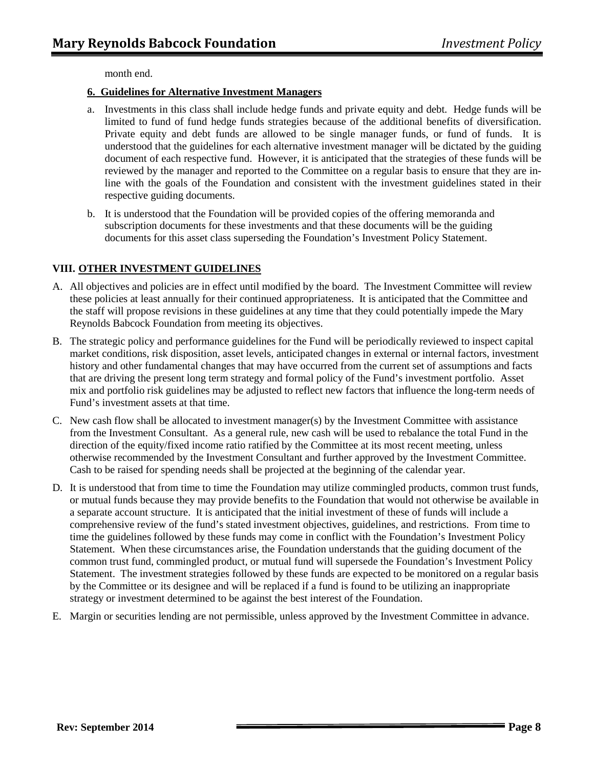month end.

**6. Guidelines for Alternative Investment Managers**

a. Investments in this class shall include hedge funds and private equity and debt. Hedge funds will be limited to fund of fund hedge funds strategies because of the additional benefits of diversification. Private equity and debt funds are allowed to be single manager funds, or fund of funds. It is understood that the guidelines for each alternative investment manager will be dictated by the guiding document of each respective fund. However, it is anticipated that the strategies of these funds will be reviewed by the manager and reported to the Committee on a regular basis to ensure that they are in-line with the goals of the Foundation and consistent with the investment guidelines stated in their respective guiding documents.

b. It is understood that the Foundation will be provided copies of the offering memoranda and subscription documents for these investments and that these documents will be the guiding documents for this asset class superseding the Foundation's Investment Policy Statement.

## VIII. OTHER INVESTMENT GUIDELINES

A. All objectives and policies are in effect until modified by the board. The Investment Committee will review these policies at least annually for their continued appropriateness. It is anticipated that the Committee and the staff will propose revisions in these guidelines at any time that they could potentially impede the Mary Reynolds Babcock Foundation from meeting its objectives.

B. The strategic policy and performance guidelines for the Fund will be periodically reviewed to inspect capital market conditions, risk disposition, asset levels, anticipated changes in external or internal factors, investment history and other fundamental changes that may have occurred from the current set of assumptions and facts that are driving the present long term strategy and formal policy of the Fund's investment portfolio. Asset mix and portfolio risk guidelines may be adjusted to reflect new factors that influence the long-term needs of Fund's investment assets at that time.

C. New cash flow shall be allocated to investment manager(s) by the Investment Committee with assistance from the Investment Consultant. As a general rule, new cash will be used to rebalance the total Fund in the direction of the equity/fixed income ratio ratified by the Committee at its most recent meeting, unless otherwise recommended by the Investment Consultant and further approved by the Investment Committee. Cash to be raised for spending needs shall be projected at the beginning of the calendar year.

D. It is understood that from time to time the Foundation may utilize commingled products, common trust funds, or mutual funds because they may provide benefits to the Foundation that would not otherwise be available in a separate account structure. It is anticipated that the initial investment of these of funds will include a comprehensive review of the fund's stated investment objectives, guidelines, and restrictions. From time to time the guidelines followed by these funds may come in conflict with the Foundation's Investment Policy Statement. When these circumstances arise, the Foundation understands that the guiding document of the common trust fund, commingled product, or mutual fund will supersede the Foundation's Investment Policy Statement. The investment strategies followed by these funds are expected to be monitored on a regular basis by the Committee or its designee and will be replaced if a fund is found to be utilizing an inappropriate strategy or investment determined to be against the best interest of the Foundation.

E. Margin or securities lending are not permissible, unless approved by the Investment Committee in advance.